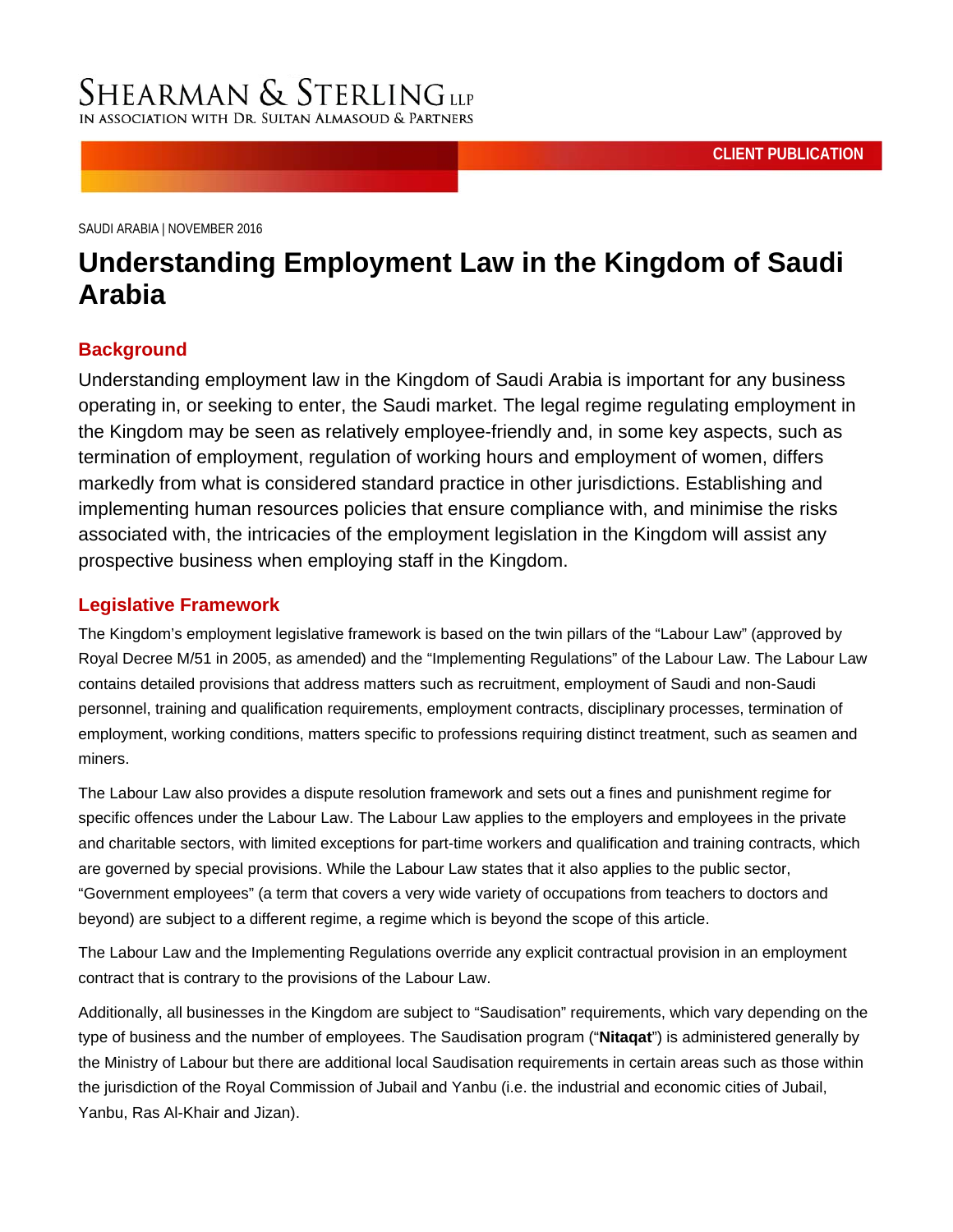SHEARMAN & STERLING LLP
IN ASSOCIATION WITH DR. SULTAN ALMASOUD & PARTNERS

CLIENT PUBLICATION

SAUDI ARABIA | NOVEMBER 2016

# Understanding Employment Law in the Kingdom of Saudi Arabia

## Background

Understanding employment law in the Kingdom of Saudi Arabia is important for any business operating in, or seeking to enter, the Saudi market. The legal regime regulating employment in the Kingdom may be seen as relatively employee-friendly and, in some key aspects, such as termination of employment, regulation of working hours and employment of women, differs markedly from what is considered standard practice in other jurisdictions. Establishing and implementing human resources policies that ensure compliance with, and minimise the risks associated with, the intricacies of the employment legislation in the Kingdom will assist any prospective business when employing staff in the Kingdom.

## Legislative Framework

The Kingdom's employment legislative framework is based on the twin pillars of the "Labour Law" (approved by Royal Decree M/51 in 2005, as amended) and the "Implementing Regulations" of the Labour Law. The Labour Law contains detailed provisions that address matters such as recruitment, employment of Saudi and non-Saudi personnel, training and qualification requirements, employment contracts, disciplinary processes, termination of employment, working conditions, matters specific to professions requiring distinct treatment, such as seamen and miners.

The Labour Law also provides a dispute resolution framework and sets out a fines and punishment regime for specific offences under the Labour Law. The Labour Law applies to the employers and employees in the private and charitable sectors, with limited exceptions for part-time workers and qualification and training contracts, which are governed by special provisions. While the Labour Law states that it also applies to the public sector, "Government employees" (a term that covers a very wide variety of occupations from teachers to doctors and beyond) are subject to a different regime, a regime which is beyond the scope of this article.

The Labour Law and the Implementing Regulations override any explicit contractual provision in an employment contract that is contrary to the provisions of the Labour Law.

Additionally, all businesses in the Kingdom are subject to "Saudisation" requirements, which vary depending on the type of business and the number of employees. The Saudisation program ("**Nitaqat**") is administered generally by the Ministry of Labour but there are additional local Saudisation requirements in certain areas such as those within the jurisdiction of the Royal Commission of Jubail and Yanbu (i.e. the industrial and economic cities of Jubail, Yanbu, Ras Al-Khair and Jizan).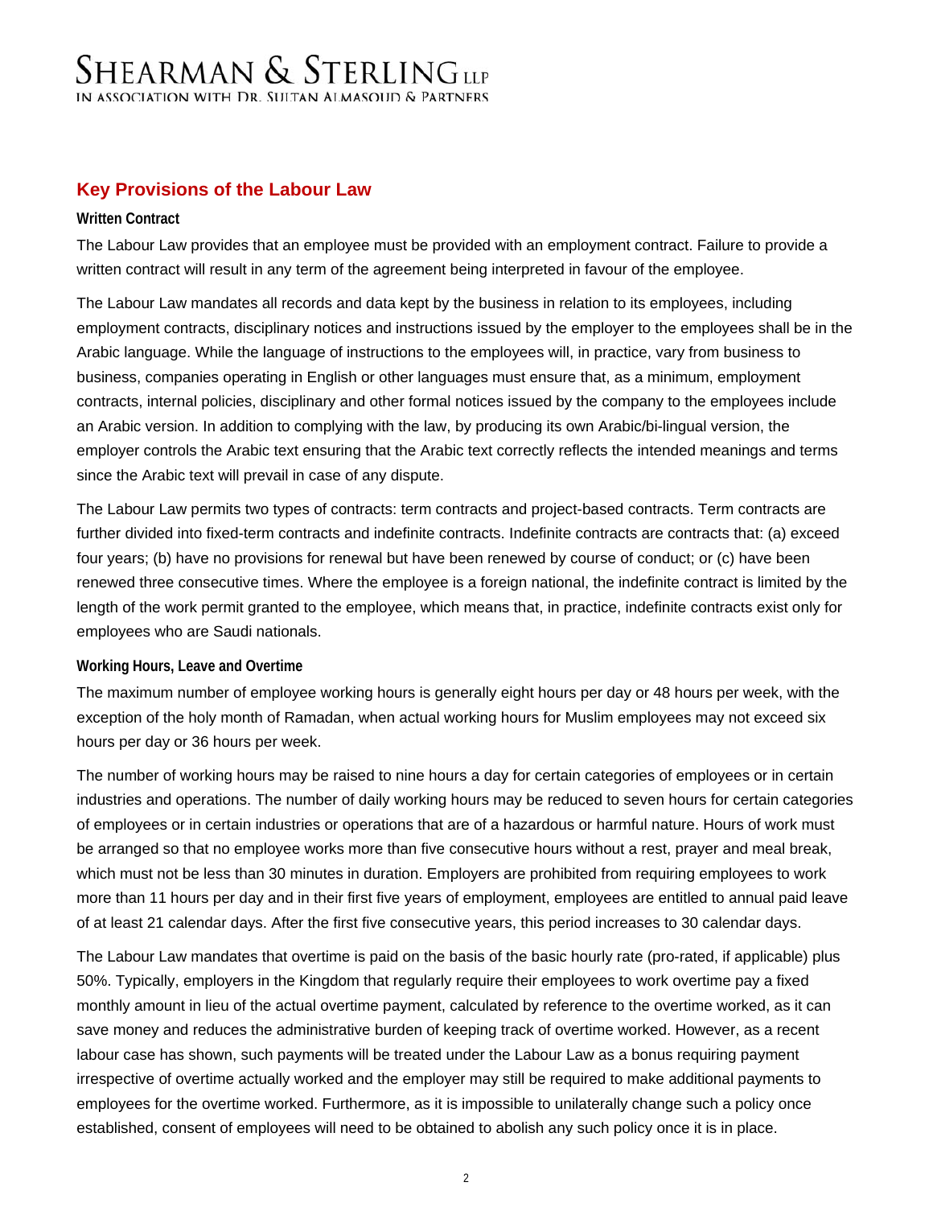## Key Provisions of the Labour Law

### Written Contract

The Labour Law provides that an employee must be provided with an employment contract. Failure to provide a written contract will result in any term of the agreement being interpreted in favour of the employee.

The Labour Law mandates all records and data kept by the business in relation to its employees, including employment contracts, disciplinary notices and instructions issued by the employer to the employees shall be in the Arabic language. While the language of instructions to the employees will, in practice, vary from business to business, companies operating in English or other languages must ensure that, as a minimum, employment contracts, internal policies, disciplinary and other formal notices issued by the company to the employees include an Arabic version. In addition to complying with the law, by producing its own Arabic/bi-lingual version, the employer controls the Arabic text ensuring that the Arabic text correctly reflects the intended meanings and terms since the Arabic text will prevail in case of any dispute.

The Labour Law permits two types of contracts: term contracts and project-based contracts. Term contracts are further divided into fixed-term contracts and indefinite contracts. Indefinite contracts are contracts that: (a) exceed four years; (b) have no provisions for renewal but have been renewed by course of conduct; or (c) have been renewed three consecutive times. Where the employee is a foreign national, the indefinite contract is limited by the length of the work permit granted to the employee, which means that, in practice, indefinite contracts exist only for employees who are Saudi nationals.

### Working Hours, Leave and Overtime

The maximum number of employee working hours is generally eight hours per day or 48 hours per week, with the exception of the holy month of Ramadan, when actual working hours for Muslim employees may not exceed six hours per day or 36 hours per week.

The number of working hours may be raised to nine hours a day for certain categories of employees or in certain industries and operations. The number of daily working hours may be reduced to seven hours for certain categories of employees or in certain industries or operations that are of a hazardous or harmful nature. Hours of work must be arranged so that no employee works more than five consecutive hours without a rest, prayer and meal break, which must not be less than 30 minutes in duration. Employers are prohibited from requiring employees to work more than 11 hours per day and in their first five years of employment, employees are entitled to annual paid leave of at least 21 calendar days. After the first five consecutive years, this period increases to 30 calendar days.

The Labour Law mandates that overtime is paid on the basis of the basic hourly rate (pro-rated, if applicable) plus 50%. Typically, employers in the Kingdom that regularly require their employees to work overtime pay a fixed monthly amount in lieu of the actual overtime payment, calculated by reference to the overtime worked, as it can save money and reduces the administrative burden of keeping track of overtime worked. However, as a recent labour case has shown, such payments will be treated under the Labour Law as a bonus requiring payment irrespective of overtime actually worked and the employer may still be required to make additional payments to employees for the overtime worked. Furthermore, as it is impossible to unilaterally change such a policy once established, consent of employees will need to be obtained to abolish any such policy once it is in place.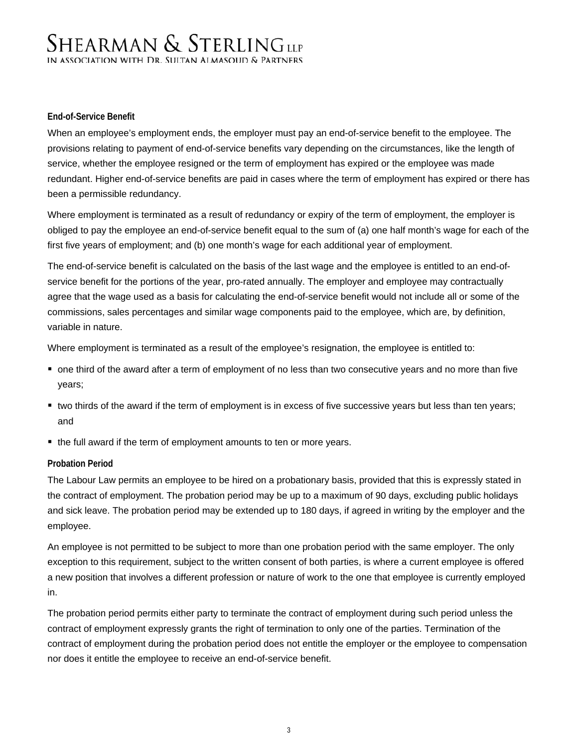### End-of-Service Benefit

When an employee's employment ends, the employer must pay an end-of-service benefit to the employee. The provisions relating to payment of end-of-service benefits vary depending on the circumstances, like the length of service, whether the employee resigned or the term of employment has expired or the employee was made redundant. Higher end-of-service benefits are paid in cases where the term of employment has expired or there has been a permissible redundancy.

Where employment is terminated as a result of redundancy or expiry of the term of employment, the employer is obliged to pay the employee an end-of-service benefit equal to the sum of (a) one half month's wage for each of the first five years of employment; and (b) one month's wage for each additional year of employment.

The end-of-service benefit is calculated on the basis of the last wage and the employee is entitled to an end-of-service benefit for the portions of the year, pro-rated annually. The employer and employee may contractually agree that the wage used as a basis for calculating the end-of-service benefit would not include all or some of the commissions, sales percentages and similar wage components paid to the employee, which are, by definition, variable in nature.

Where employment is terminated as a result of the employee's resignation, the employee is entitled to:

- one third of the award after a term of employment of no less than two consecutive years and no more than five years;
- two thirds of the award if the term of employment is in excess of five successive years but less than ten years; and
- the full award if the term of employment amounts to ten or more years.

### Probation Period

The Labour Law permits an employee to be hired on a probationary basis, provided that this is expressly stated in the contract of employment. The probation period may be up to a maximum of 90 days, excluding public holidays and sick leave. The probation period may be extended up to 180 days, if agreed in writing by the employer and the employee.

An employee is not permitted to be subject to more than one probation period with the same employer. The only exception to this requirement, subject to the written consent of both parties, is where a current employee is offered a new position that involves a different profession or nature of work to the one that employee is currently employed in.

The probation period permits either party to terminate the contract of employment during such period unless the contract of employment expressly grants the right of termination to only one of the parties. Termination of the contract of employment during the probation period does not entitle the employer or the employee to compensation nor does it entitle the employee to receive an end-of-service benefit.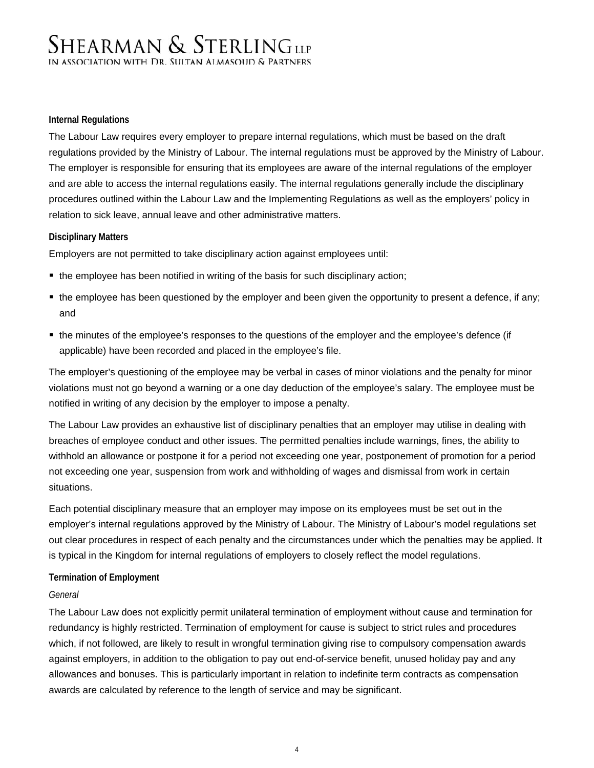### Internal Regulations

The Labour Law requires every employer to prepare internal regulations, which must be based on the draft regulations provided by the Ministry of Labour. The internal regulations must be approved by the Ministry of Labour. The employer is responsible for ensuring that its employees are aware of the internal regulations of the employer and are able to access the internal regulations easily. The internal regulations generally include the disciplinary procedures outlined within the Labour Law and the Implementing Regulations as well as the employers' policy in relation to sick leave, annual leave and other administrative matters.

### Disciplinary Matters

Employers are not permitted to take disciplinary action against employees until:

- the employee has been notified in writing of the basis for such disciplinary action;
- the employee has been questioned by the employer and been given the opportunity to present a defence, if any; and
- the minutes of the employee's responses to the questions of the employer and the employee's defence (if applicable) have been recorded and placed in the employee's file.

The employer's questioning of the employee may be verbal in cases of minor violations and the penalty for minor violations must not go beyond a warning or a one day deduction of the employee's salary. The employee must be notified in writing of any decision by the employer to impose a penalty.

The Labour Law provides an exhaustive list of disciplinary penalties that an employer may utilise in dealing with breaches of employee conduct and other issues. The permitted penalties include warnings, fines, the ability to withhold an allowance or postpone it for a period not exceeding one year, postponement of promotion for a period not exceeding one year, suspension from work and withholding of wages and dismissal from work in certain situations.

Each potential disciplinary measure that an employer may impose on its employees must be set out in the employer's internal regulations approved by the Ministry of Labour. The Ministry of Labour's model regulations set out clear procedures in respect of each penalty and the circumstances under which the penalties may be applied. It is typical in the Kingdom for internal regulations of employers to closely reflect the model regulations.

### Termination of Employment

*General*

The Labour Law does not explicitly permit unilateral termination of employment without cause and termination for redundancy is highly restricted. Termination of employment for cause is subject to strict rules and procedures which, if not followed, are likely to result in wrongful termination giving rise to compulsory compensation awards against employers, in addition to the obligation to pay out end-of-service benefit, unused holiday pay and any allowances and bonuses. This is particularly important in relation to indefinite term contracts as compensation awards are calculated by reference to the length of service and may be significant.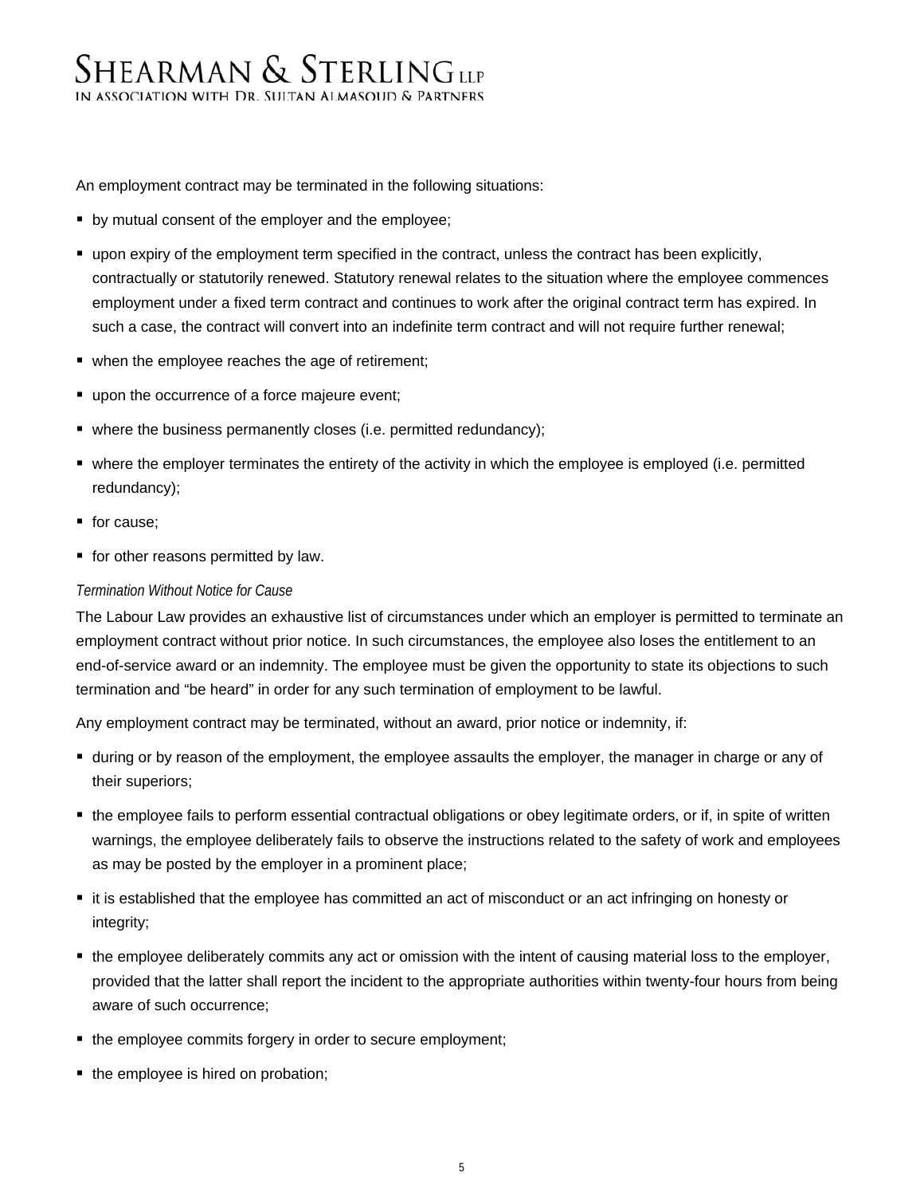An employment contract may be terminated in the following situations:

- by mutual consent of the employer and the employee;
- upon expiry of the employment term specified in the contract, unless the contract has been explicitly, contractually or statutorily renewed. Statutory renewal relates to the situation where the employee commences employment under a fixed term contract and continues to work after the original contract term has expired. In such a case, the contract will convert into an indefinite term contract and will not require further renewal;
- when the employee reaches the age of retirement;
- upon the occurrence of a force majeure event;
- where the business permanently closes (i.e. permitted redundancy);
- where the employer terminates the entirety of the activity in which the employee is employed (i.e. permitted redundancy);
- for cause;
- for other reasons permitted by law.

*Termination Without Notice for Cause*

The Labour Law provides an exhaustive list of circumstances under which an employer is permitted to terminate an employment contract without prior notice. In such circumstances, the employee also loses the entitlement to an end-of-service award or an indemnity. The employee must be given the opportunity to state its objections to such termination and "be heard" in order for any such termination of employment to be lawful.

Any employment contract may be terminated, without an award, prior notice or indemnity, if:

- during or by reason of the employment, the employee assaults the employer, the manager in charge or any of their superiors;
- the employee fails to perform essential contractual obligations or obey legitimate orders, or if, in spite of written warnings, the employee deliberately fails to observe the instructions related to the safety of work and employees as may be posted by the employer in a prominent place;
- it is established that the employee has committed an act of misconduct or an act infringing on honesty or integrity;
- the employee deliberately commits any act or omission with the intent of causing material loss to the employer, provided that the latter shall report the incident to the appropriate authorities within twenty-four hours from being aware of such occurrence;
- the employee commits forgery in order to secure employment;
- the employee is hired on probation;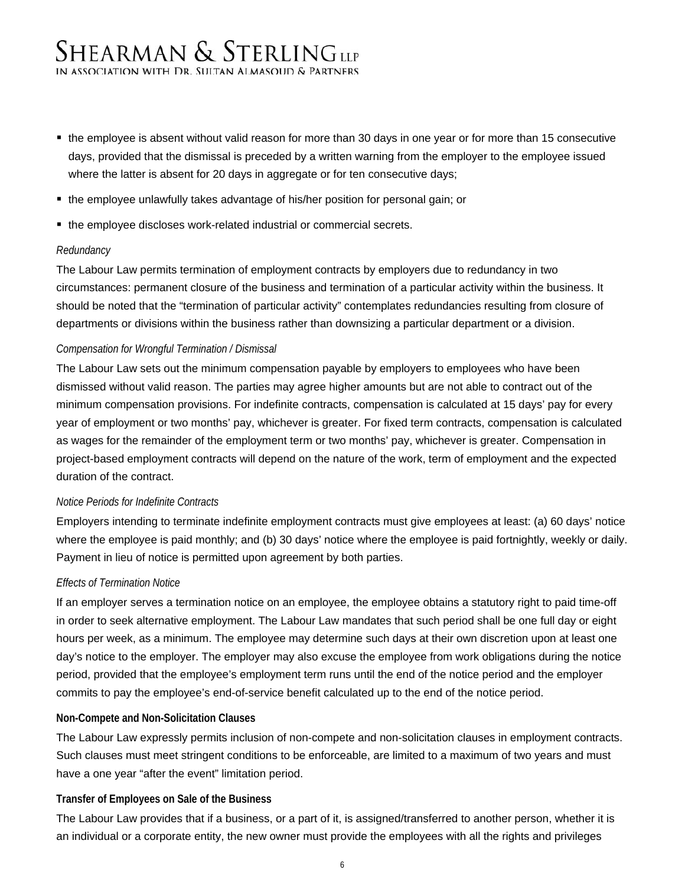- the employee is absent without valid reason for more than 30 days in one year or for more than 15 consecutive days, provided that the dismissal is preceded by a written warning from the employer to the employee issued where the latter is absent for 20 days in aggregate or for ten consecutive days;
- the employee unlawfully takes advantage of his/her position for personal gain; or
- the employee discloses work-related industrial or commercial secrets.

*Redundancy*

The Labour Law permits termination of employment contracts by employers due to redundancy in two circumstances: permanent closure of the business and termination of a particular activity within the business. It should be noted that the "termination of particular activity" contemplates redundancies resulting from closure of departments or divisions within the business rather than downsizing a particular department or a division.

*Compensation for Wrongful Termination / Dismissal*

The Labour Law sets out the minimum compensation payable by employers to employees who have been dismissed without valid reason. The parties may agree higher amounts but are not able to contract out of the minimum compensation provisions. For indefinite contracts, compensation is calculated at 15 days' pay for every year of employment or two months' pay, whichever is greater. For fixed term contracts, compensation is calculated as wages for the remainder of the employment term or two months' pay, whichever is greater. Compensation in project-based employment contracts will depend on the nature of the work, term of employment and the expected duration of the contract.

*Notice Periods for Indefinite Contracts*

Employers intending to terminate indefinite employment contracts must give employees at least: (a) 60 days' notice where the employee is paid monthly; and (b) 30 days' notice where the employee is paid fortnightly, weekly or daily. Payment in lieu of notice is permitted upon agreement by both parties.

*Effects of Termination Notice*

If an employer serves a termination notice on an employee, the employee obtains a statutory right to paid time-off in order to seek alternative employment. The Labour Law mandates that such period shall be one full day or eight hours per week, as a minimum. The employee may determine such days at their own discretion upon at least one day's notice to the employer. The employer may also excuse the employee from work obligations during the notice period, provided that the employee's employment term runs until the end of the notice period and the employer commits to pay the employee's end-of-service benefit calculated up to the end of the notice period.

**Non-Compete and Non-Solicitation Clauses**

The Labour Law expressly permits inclusion of non-compete and non-solicitation clauses in employment contracts. Such clauses must meet stringent conditions to be enforceable, are limited to a maximum of two years and must have a one year "after the event" limitation period.

**Transfer of Employees on Sale of the Business**

The Labour Law provides that if a business, or a part of it, is assigned/transferred to another person, whether it is an individual or a corporate entity, the new owner must provide the employees with all the rights and privileges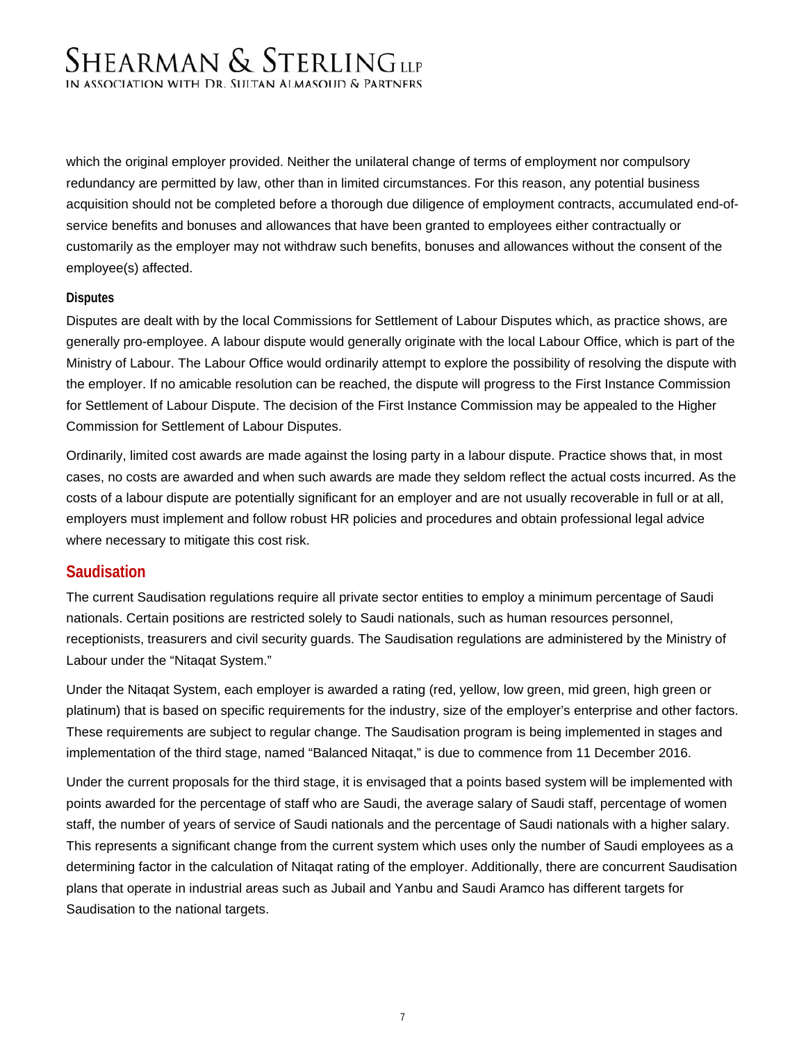which the original employer provided. Neither the unilateral change of terms of employment nor compulsory redundancy are permitted by law, other than in limited circumstances. For this reason, any potential business acquisition should not be completed before a thorough due diligence of employment contracts, accumulated end-of-service benefits and bonuses and allowances that have been granted to employees either contractually or customarily as the employer may not withdraw such benefits, bonuses and allowances without the consent of the employee(s) affected.

### Disputes

Disputes are dealt with by the local Commissions for Settlement of Labour Disputes which, as practice shows, are generally pro-employee. A labour dispute would generally originate with the local Labour Office, which is part of the Ministry of Labour. The Labour Office would ordinarily attempt to explore the possibility of resolving the dispute with the employer. If no amicable resolution can be reached, the dispute will progress to the First Instance Commission for Settlement of Labour Dispute. The decision of the First Instance Commission may be appealed to the Higher Commission for Settlement of Labour Disputes.

Ordinarily, limited cost awards are made against the losing party in a labour dispute. Practice shows that, in most cases, no costs are awarded and when such awards are made they seldom reflect the actual costs incurred. As the costs of a labour dispute are potentially significant for an employer and are not usually recoverable in full or at all, employers must implement and follow robust HR policies and procedures and obtain professional legal advice where necessary to mitigate this cost risk.

## Saudisation

The current Saudisation regulations require all private sector entities to employ a minimum percentage of Saudi nationals. Certain positions are restricted solely to Saudi nationals, such as human resources personnel, receptionists, treasurers and civil security guards. The Saudisation regulations are administered by the Ministry of Labour under the "Nitaqat System."

Under the Nitaqat System, each employer is awarded a rating (red, yellow, low green, mid green, high green or platinum) that is based on specific requirements for the industry, size of the employer's enterprise and other factors. These requirements are subject to regular change. The Saudisation program is being implemented in stages and implementation of the third stage, named "Balanced Nitaqat," is due to commence from 11 December 2016.

Under the current proposals for the third stage, it is envisaged that a points based system will be implemented with points awarded for the percentage of staff who are Saudi, the average salary of Saudi staff, percentage of women staff, the number of years of service of Saudi nationals and the percentage of Saudi nationals with a higher salary. This represents a significant change from the current system which uses only the number of Saudi employees as a determining factor in the calculation of Nitaqat rating of the employer. Additionally, there are concurrent Saudisation plans that operate in industrial areas such as Jubail and Yanbu and Saudi Aramco has different targets for Saudisation to the national targets.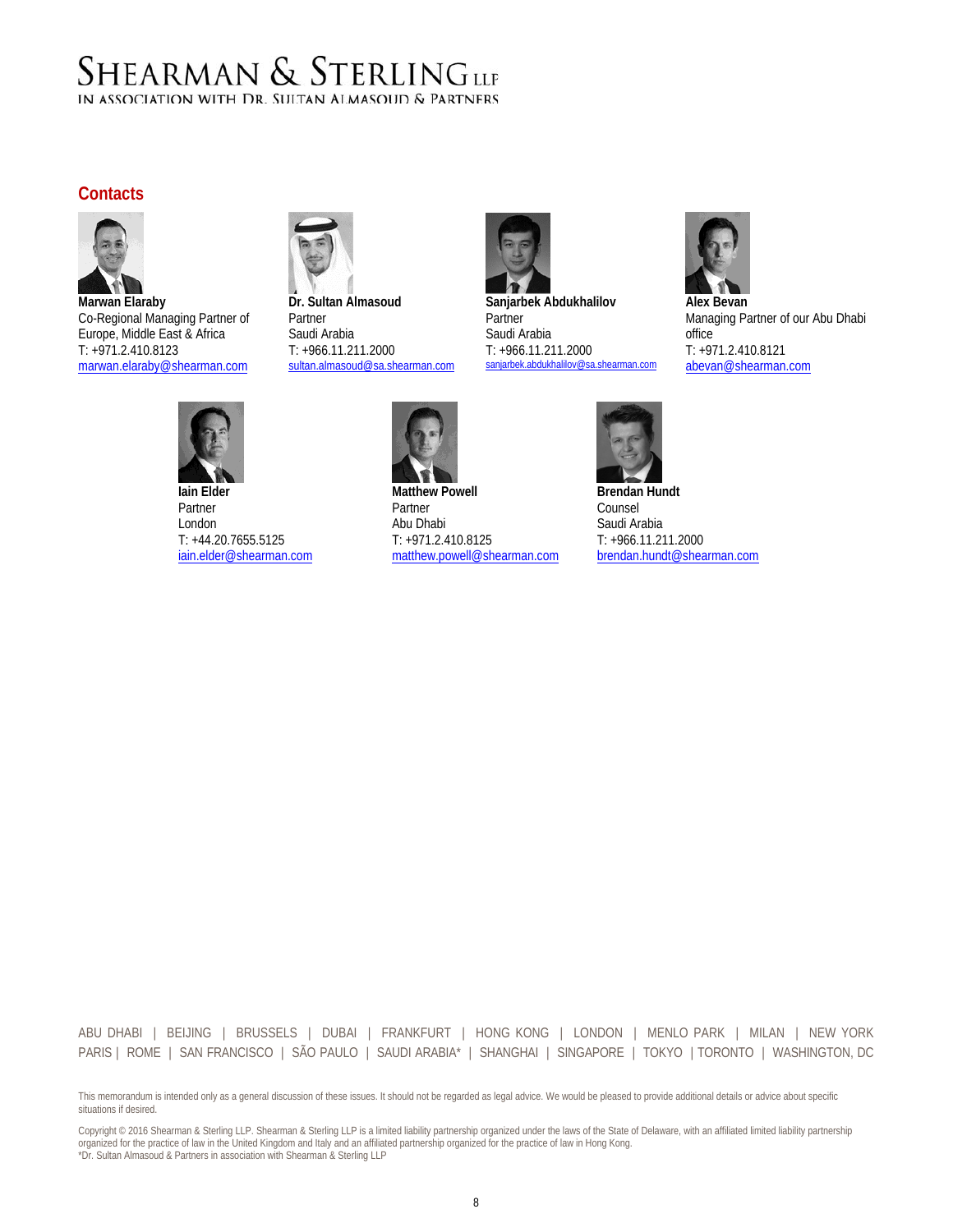SHEARMAN & STERLING LLP
IN ASSOCIATION WITH DR. SULTAN ALMASOUD & PARTNERS

## Contacts

**Marwan Elaraby**
Co-Regional Managing Partner of Europe, Middle East & Africa
T: +971.2.410.8123
marwan.elaraby@shearman.com

**Dr. Sultan Almasoud**
Partner
Saudi Arabia
T: +966.11.211.2000
sultan.almasoud@sa.shearman.com

**Sanjarbek Abdukhalilov**
Partner
Saudi Arabia
T: +966.11.211.2000
sanjarbek.abdukhalilov@sa.shearman.com

**Alex Bevan**
Managing Partner of our Abu Dhabi office
T: +971.2.410.8121
abevan@shearman.com

**Iain Elder**
Partner
London
T: +44.20.7655.5125
iain.elder@shearman.com

**Matthew Powell**
Partner
Abu Dhabi
T: +971.2.410.8125
matthew.powell@shearman.com

**Brendan Hundt**
Counsel
Saudi Arabia
T: +966.11.211.2000
brendan.hundt@shearman.com

ABU DHABI | BEIJING | BRUSSELS | DUBAI | FRANKFURT | HONG KONG | LONDON | MENLO PARK | MILAN | NEW YORK
PARIS | ROME | SAN FRANCISCO | SÃO PAULO | SAUDI ARABIA* | SHANGHAI | SINGAPORE | TOKYO | TORONTO | WASHINGTON, DC

This memorandum is intended only as a general discussion of these issues. It should not be regarded as legal advice. We would be pleased to provide additional details or advice about specific situations if desired.

Copyright © 2016 Shearman & Sterling LLP. Shearman & Sterling LLP is a limited liability partnership organized under the laws of the State of Delaware, with an affiliated limited liability partnership organized for the practice of law in the United Kingdom and Italy and an affiliated partnership organized for the practice of law in Hong Kong.
*Dr. Sultan Almasoud & Partners in association with Shearman & Sterling LLP